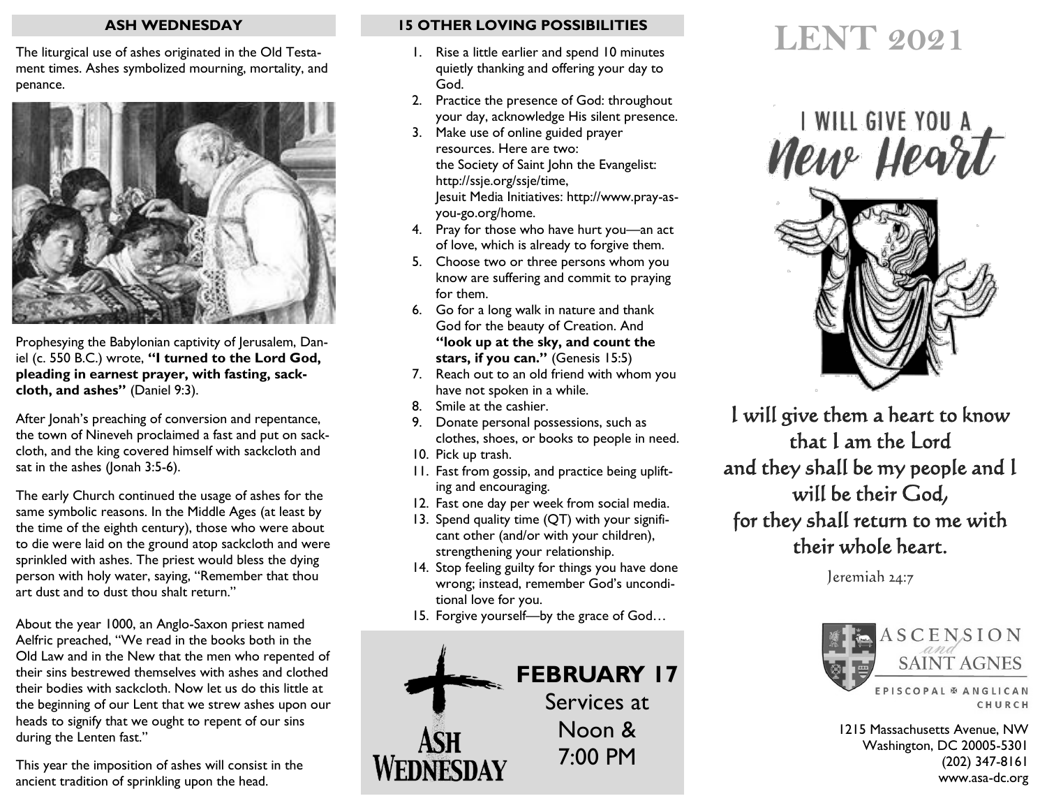## ASH WEDNESDAY

The liturgical use of ashes originated in the Old Testament times. Ashes symbolized mourning, mortality, and penance.

Prophesying the Babylonian captivity of Jerusalem, Daniel (c. 550 B.C.) wrote, **"I turned to the Lord God, pleading in earnest prayer, with fasting, sackcloth, and ashes"** (Daniel 9:3).

After Jonah's preaching of conversion and repentance, the town of Nineveh proclaimed a fast and put on sackcloth, and the king covered himself with sackcloth and sat in the ashes (Jonah 3:5-6).

The early Church continued the usage of ashes for the same symbolic reasons. In the Middle Ages (at least by the time of the eighth century), those who were about to die were laid on the ground atop sackcloth and were sprinkled with ashes. The priest would bless the dying person with holy water, saying, "Remember that thou art dust and to dust thou shalt return."

About the year 1000, an Anglo-Saxon priest named Aelfric preached, "We read in the books both in the Old Law and in the New that the men who repented of their sins bestrewed themselves with ashes and clothed their bodies with sackcloth. Now let us do this little at the beginning of our Lent that we strew ashes upon our heads to signify that we ought to repent of our sins during the Lenten fast."

This year the imposition of ashes will consist in the ancient tradition of sprinkling upon the head.

## 15 OTHER LOVING POSSIBILITIES

1. Rise a little earlier and spend 10 minutes quietly thanking and offering your day to God.
2. Practice the presence of God: throughout your day, acknowledge His silent presence.
3. Make use of online guided prayer resources. Here are two: the Society of Saint John the Evangelist: http://ssje.org/ssje/time, Jesuit Media Initiatives: http://www.pray-as-you-go.org/home.
4. Pray for those who have hurt you—an act of love, which is already to forgive them.
5. Choose two or three persons whom you know are suffering and commit to praying for them.
6. Go for a long walk in nature and thank God for the beauty of Creation. And **"look up at the sky, and count the stars, if you can."** (Genesis 15:5)
7. Reach out to an old friend with whom you have not spoken in a while.
8. Smile at the cashier.
9. Donate personal possessions, such as clothes, shoes, or books to people in need.
10. Pick up trash.
11. Fast from gossip, and practice being uplifting and encouraging.
12. Fast one day per week from social media.
13. Spend quality time (QT) with your significant other (and/or with your children), strengthening your relationship.
14. Stop feeling guilty for things you have done wrong; instead, remember God's unconditional love for you.
15. Forgive yourself—by the grace of God…

**ASH WEDNESDAY**

**FEBRUARY 17**
Services at Noon & 7:00 PM

# LENT 2021

I WILL GIVE YOU A *New Heart*

I will give them a heart to know that I am the Lord
and they shall be my people and I will be their God,
for they shall return to me with their whole heart.

Jeremiah 24:7

ASCENSION *and* SAINT AGNES
EPISCOPAL ✠ ANGLICAN CHURCH

1215 Massachusetts Avenue, NW
Washington, DC 20005-5301
(202) 347-8161
www.asa-dc.org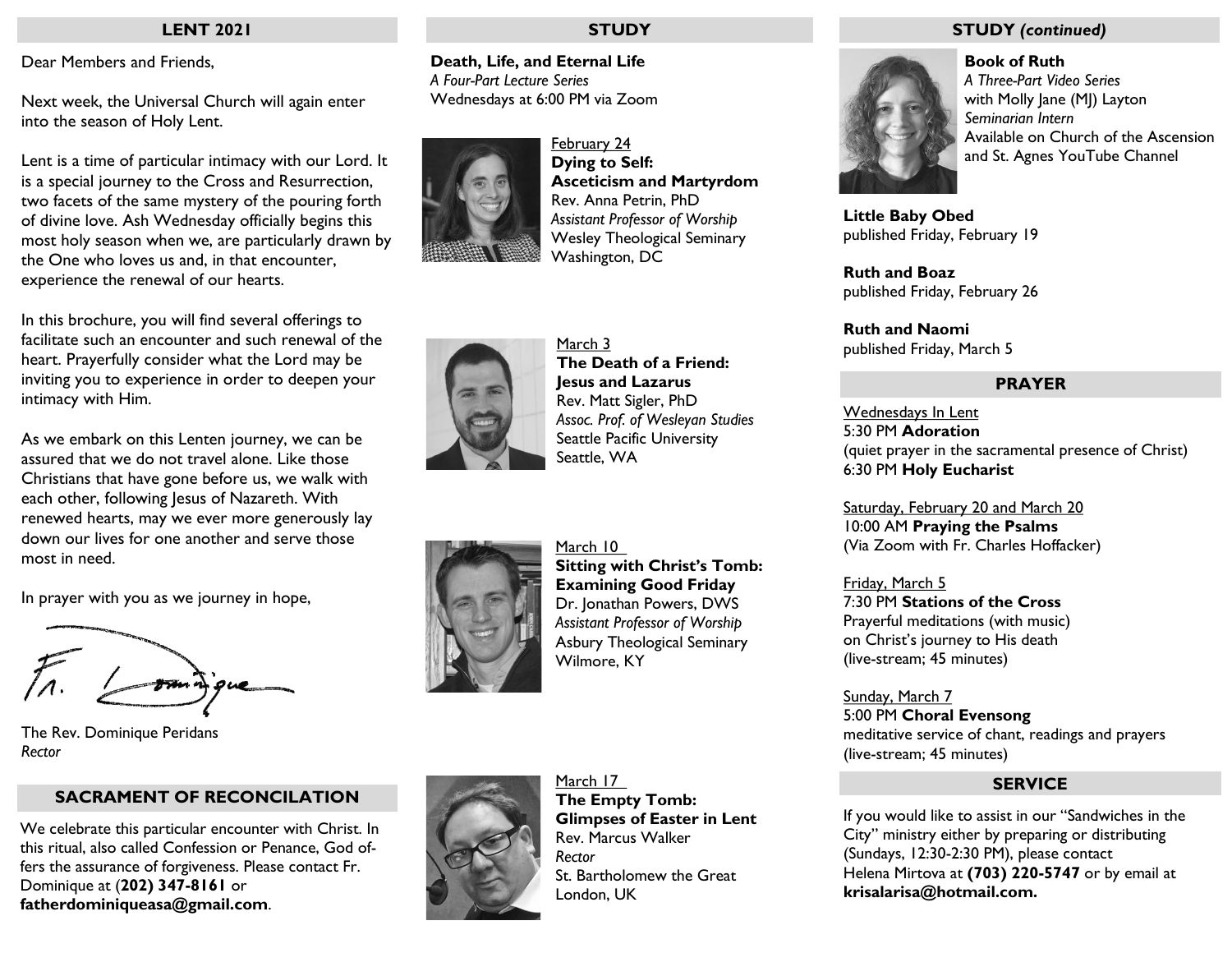## LENT 2021

Dear Members and Friends,

Next week, the Universal Church will again enter into the season of Holy Lent.

Lent is a time of particular intimacy with our Lord. It is a special journey to the Cross and Resurrection, two facets of the same mystery of the pouring forth of divine love. Ash Wednesday officially begins this most holy season when we, are particularly drawn by the One who loves us and, in that encounter, experience the renewal of our hearts.

In this brochure, you will find several offerings to facilitate such an encounter and such renewal of the heart. Prayerfully consider what the Lord may be inviting you to experience in order to deepen your intimacy with Him.

As we embark on this Lenten journey, we can be assured that we do not travel alone. Like those Christians that have gone before us, we walk with each other, following Jesus of Nazareth. With renewed hearts, may we ever more generously lay down our lives for one another and serve those most in need.

In prayer with you as we journey in hope,

Fr. Dominique

The Rev. Dominique Peridans
*Rector*

## SACRAMENT OF RECONCILATION

We celebrate this particular encounter with Christ. In this ritual, also called Confession or Penance, God offers the assurance of forgiveness. Please contact Fr. Dominique at (**202) 347-8161** or **fatherdominiqueasa@gmail.com**.

## STUDY

**Death, Life, and Eternal Life**
*A Four-Part Lecture Series*
Wednesdays at 6:00 PM via Zoom

February 24
**Dying to Self: Asceticism and Martyrdom**
Rev. Anna Petrin, PhD
*Assistant Professor of Worship*
Wesley Theological Seminary
Washington, DC

March 3
**The Death of a Friend: Jesus and Lazarus**
Rev. Matt Sigler, PhD
*Assoc. Prof. of Wesleyan Studies*
Seattle Pacific University
Seattle, WA

March 10
**Sitting with Christ's Tomb: Examining Good Friday**
Dr. Jonathan Powers, DWS
*Assistant Professor of Worship*
Asbury Theological Seminary
Wilmore, KY

March 17
**The Empty Tomb: Glimpses of Easter in Lent**
Rev. Marcus Walker
*Rector*
St. Bartholomew the Great
London, UK

## STUDY *(continued)*

**Book of Ruth**
*A Three-Part Video Series*
with Molly Jane (MJ) Layton
*Seminarian Intern*
Available on Church of the Ascension and St. Agnes YouTube Channel

**Little Baby Obed**
published Friday, February 19

**Ruth and Boaz**
published Friday, February 26

**Ruth and Naomi**
published Friday, March 5

## PRAYER

Wednesdays In Lent
5:30 PM **Adoration**
(quiet prayer in the sacramental presence of Christ)
6:30 PM **Holy Eucharist**

Saturday, February 20 and March 20
10:00 AM **Praying the Psalms**
(Via Zoom with Fr. Charles Hoffacker)

Friday, March 5
7:30 PM **Stations of the Cross**
Prayerful meditations (with music) on Christ's journey to His death
(live-stream; 45 minutes)

Sunday, March 7
5:00 PM **Choral Evensong**
meditative service of chant, readings and prayers
(live-stream; 45 minutes)

## SERVICE

If you would like to assist in our "Sandwiches in the City" ministry either by preparing or distributing (Sundays, 12:30-2:30 PM), please contact Helena Mirtova at **(703) 220-5747** or by email at **krisalarisa@hotmail.com.**